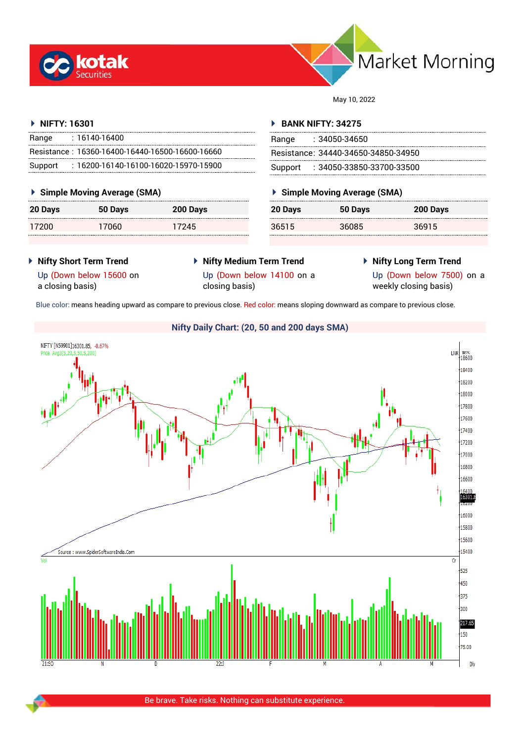kotak Securities

Market Morning

May 10, 2022

## NIFTY: 16301

| | |
|---|---|
| Range | : 16140-16400 |
| Resistance | : 16360-16400-16440-16500-16600-16660 |
| Support | : 16200-16140-16100-16020-15970-15900 |

### Simple Moving Average (SMA)

| 20 Days | 50 Days | 200 Days |
|---|---|---|
| 17200 | 17060 | 17245 |

## BANK NIFTY: 34275

| | |
|---|---|
| Range | : 34050-34650 |
| Resistance | : 34440-34650-34850-34950 |
| Support | : 34050-33850-33700-33500 |

### Simple Moving Average (SMA)

| 20 Days | 50 Days | 200 Days |
|---|---|---|
| 36515 | 36085 | 36915 |

**Nifty Short Term Trend**

Up (Down below 15600 on a closing basis)

**Nifty Medium Term Trend**

Up (Down below 14100 on a closing basis)

**Nifty Long Term Trend**

Up (Down below 7500) on a weekly closing basis)

Blue color: means heading upward as compare to previous close. Red color: means sloping downward as compare to previous close.

**Nifty Daily Chart: (20, 50 and 200 days SMA)**

Be brave. Take risks. Nothing can substitute experience.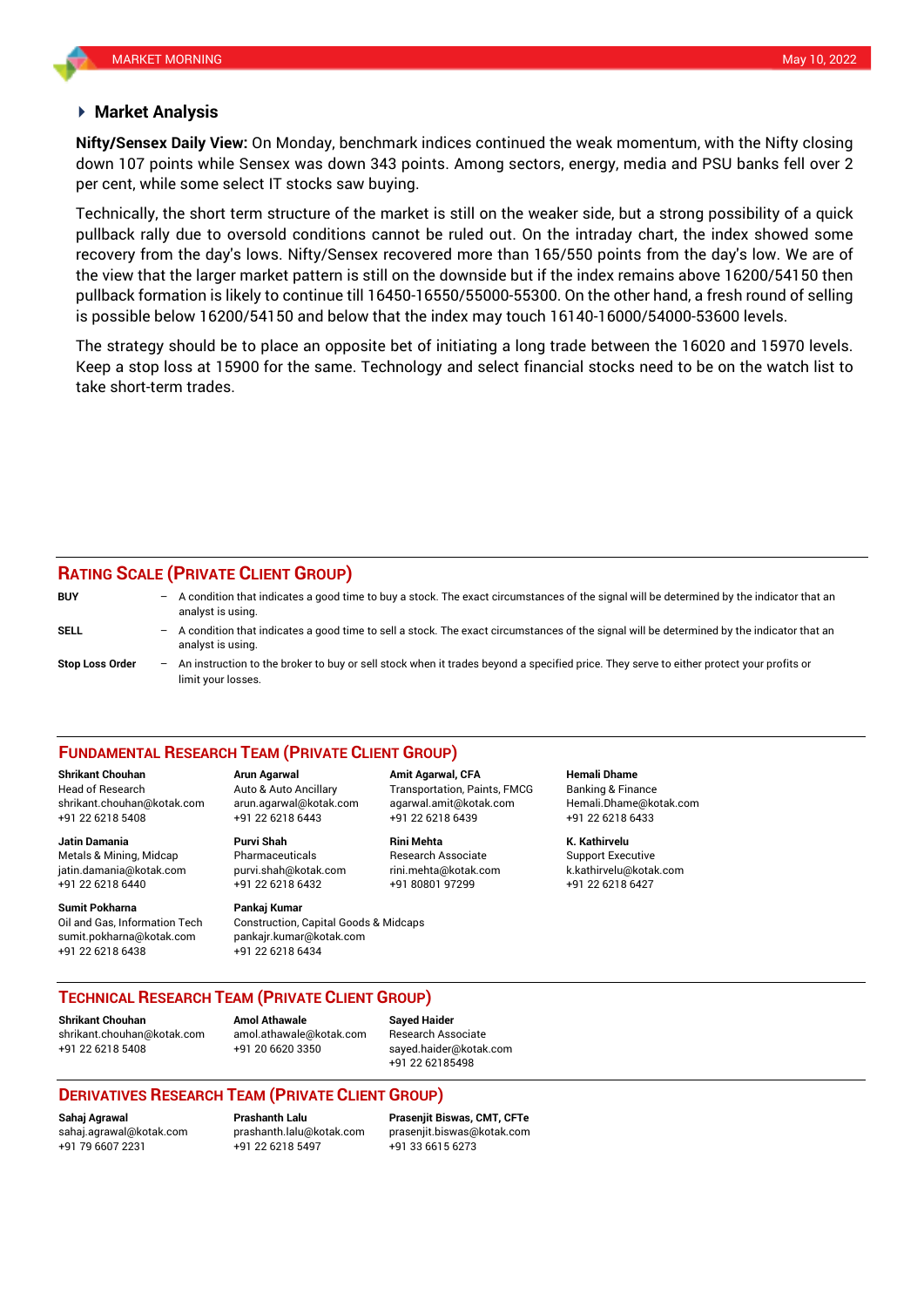## Market Analysis

**Nifty/Sensex Daily View:** On Monday, benchmark indices continued the weak momentum, with the Nifty closing down 107 points while Sensex was down 343 points. Among sectors, energy, media and PSU banks fell over 2 per cent, while some select IT stocks saw buying.

Technically, the short term structure of the market is still on the weaker side, but a strong possibility of a quick pullback rally due to oversold conditions cannot be ruled out. On the intraday chart, the index showed some recovery from the day's lows. Nifty/Sensex recovered more than 165/550 points from the day's low. We are of the view that the larger market pattern is still on the downside but if the index remains above 16200/54150 then pullback formation is likely to continue till 16450-16550/55000-55300. On the other hand, a fresh round of selling is possible below 16200/54150 and below that the index may touch 16140-16000/54000-53600 levels.

The strategy should be to place an opposite bet of initiating a long trade between the 16020 and 15970 levels. Keep a stop loss at 15900 for the same. Technology and select financial stocks need to be on the watch list to take short-term trades.

## RATING SCALE (PRIVATE CLIENT GROUP)

**BUY** – A condition that indicates a good time to buy a stock. The exact circumstances of the signal will be determined by the indicator that an analyst is using.

**SELL** – A condition that indicates a good time to sell a stock. The exact circumstances of the signal will be determined by the indicator that an analyst is using.

**Stop Loss Order** – An instruction to the broker to buy or sell stock when it trades beyond a specified price. They serve to either protect your profits or limit your losses.

## FUNDAMENTAL RESEARCH TEAM (PRIVATE CLIENT GROUP)

**Shrikant Chouhan**
Head of Research
shrikant.chouhan@kotak.com
+91 22 6218 5408

**Arun Agarwal**
Auto & Auto Ancillary
arun.agarwal@kotak.com
+91 22 6218 6443

**Amit Agarwal, CFA**
Transportation, Paints, FMCG
agarwal.amit@kotak.com
+91 22 6218 6439

**Hemali Dhame**
Banking & Finance
Hemali.Dhame@kotak.com
+91 22 6218 6433

**Jatin Damania**
Metals & Mining, Midcap
jatin.damania@kotak.com
+91 22 6218 6440

**Purvi Shah**
Pharmaceuticals
purvi.shah@kotak.com
+91 22 6218 6432

**Rini Mehta**
Research Associate
rini.mehta@kotak.com
+91 80801 97299

**K. Kathirvelu**
Support Executive
k.kathirvelu@kotak.com
+91 22 6218 6427

**Sumit Pokharna**
Oil and Gas, Information Tech
sumit.pokharna@kotak.com
+91 22 6218 6438

**Pankaj Kumar**
Construction, Capital Goods & Midcaps
pankajr.kumar@kotak.com
+91 22 6218 6434

## TECHNICAL RESEARCH TEAM (PRIVATE CLIENT GROUP)

**Shrikant Chouhan**
shrikant.chouhan@kotak.com
+91 22 6218 5408

**Amol Athawale**
amol.athawale@kotak.com
+91 20 6620 3350

**Sayed Haider**
Research Associate
sayed.haider@kotak.com
+91 22 62185498

## DERIVATIVES RESEARCH TEAM (PRIVATE CLIENT GROUP)

**Sahaj Agrawal**
sahaj.agrawal@kotak.com
+91 79 6607 2231

**Prashanth Lalu**
prashanth.lalu@kotak.com
+91 22 6218 5497

**Prasenjit Biswas, CMT, CFTe**
prasenjit.biswas@kotak.com
+91 33 6615 6273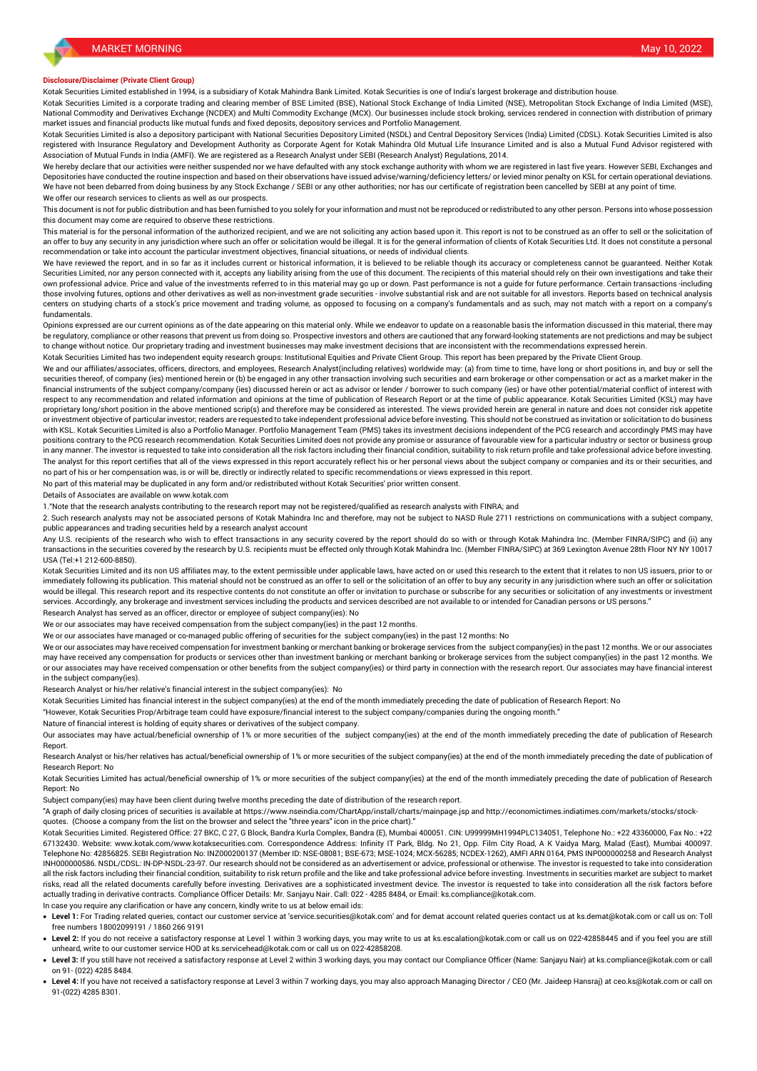**Disclosure/Disclaimer (Private Client Group)**

Kotak Securities Limited established in 1994, is a subsidiary of Kotak Mahindra Bank Limited. Kotak Securities is one of India's largest brokerage and distribution house.

Kotak Securities Limited is a corporate trading and clearing member of BSE Limited (BSE), National Stock Exchange of India Limited (NSE), Metropolitan Stock Exchange of India Limited (MSE), National Commodity and Derivatives Exchange (NCDEX) and Multi Commodity Exchange (MCX). Our businesses include stock broking, services rendered in connection with distribution of primary market issues and financial products like mutual funds and fixed deposits, depository services and Portfolio Management.

Kotak Securities Limited is also a depository participant with National Securities Depository Limited (NSDL) and Central Depository Services (India) Limited (CDSL). Kotak Securities Limited is also registered with Insurance Regulatory and Development Authority as Corporate Agent for Kotak Mahindra Old Mutual Life Insurance Limited and is also a Mutual Fund Advisor registered with Association of Mutual Funds in India (AMFI). We are registered as a Research Analyst under SEBI (Research Analyst) Regulations, 2014.

We hereby declare that our activities were neither suspended nor we have defaulted with any stock exchange authority with whom we are registered in last five years. However SEBI, Exchanges and Depositories have conducted the routine inspection and based on their observations have issued advise/warning/deficiency letters/ or levied minor penalty on KSL for certain operational deviations. We have not been debarred from doing business by any Stock Exchange / SEBI or any other authorities; nor has our certificate of registration been cancelled by SEBI at any point of time.

We offer our research services to clients as well as our prospects.

This document is not for public distribution and has been furnished to you solely for your information and must not be reproduced or redistributed to any other person. Persons into whose possession this document may come are required to observe these restrictions.

This material is for the personal information of the authorized recipient, and we are not soliciting any action based upon it. This report is not to be construed as an offer to sell or the solicitation of an offer to buy any security in any jurisdiction where such an offer or solicitation would be illegal. It is for the general information of clients of Kotak Securities Ltd. It does not constitute a personal recommendation or take into account the particular investment objectives, financial situations, or needs of individual clients.

We have reviewed the report, and in so far as it includes current or historical information, it is believed to be reliable though its accuracy or completeness cannot be guaranteed. Neither Kotak Securities Limited, nor any person connected with it, accepts any liability arising from the use of this document. The recipients of this material should rely on their own investigations and take their own professional advice. Price and value of the investments referred to in this material may go up or down. Past performance is not a guide for future performance. Certain transactions -including those involving futures, options and other derivatives as well as non-investment grade securities - involve substantial risk and are not suitable for all investors. Reports based on technical analysis centers on studying charts of a stock's price movement and trading volume, as opposed to focusing on a company's fundamentals and as such, may not match with a report on a company's fundamentals.

Opinions expressed are our current opinions as of the date appearing on this material only. While we endeavor to update on a reasonable basis the information discussed in this material, there may be regulatory, compliance or other reasons that prevent us from doing so. Prospective investors and others are cautioned that any forward-looking statements are not predictions and may be subject to change without notice. Our proprietary trading and investment businesses may make investment decisions that are inconsistent with the recommendations expressed herein.

Kotak Securities Limited has two independent equity research groups: Institutional Equities and Private Client Group. This report has been prepared by the Private Client Group.

We and our affiliates/associates, officers, directors, and employees, Research Analyst(including relatives) worldwide may: (a) from time to time, have long or short positions in, and buy or sell the securities thereof, of company (ies) mentioned herein or (b) be engaged in any other transaction involving such securities and earn brokerage or other compensation or act as a market maker in the financial instruments of the subject company/company (ies) discussed herein or act as advisor or lender / borrower to such company (ies) or have other potential/material conflict of interest with respect to any recommendation and related information and opinions at the time of publication of Research Report or at the time of public appearance. Kotak Securities Limited (KSL) may have proprietary long/short position in the above mentioned scrip(s) and therefore may be considered as interested. The views provided herein are general in nature and does not consider risk appetite or investment objective of particular investor; readers are requested to take independent professional advice before investing. This should not be construed as invitation or solicitation to do business with KSL. Kotak Securities Limited is also a Portfolio Manager. Portfolio Management Team (PMS) takes its investment decisions independent of the PCG research and accordingly PMS may have positions contrary to the PCG research recommendation. Kotak Securities Limited does not provide any promise or assurance of favourable view for a particular industry or sector or business group in any manner. The investor is requested to take into consideration all the risk factors including their financial condition, suitability to risk return profile and take professional advice before investing.

The analyst for this report certifies that all of the views expressed in this report accurately reflect his or her personal views about the subject company or companies and its or their securities, and no part of his or her compensation was, is or will be, directly or indirectly related to specific recommendations or views expressed in this report.

No part of this material may be duplicated in any form and/or redistributed without Kotak Securities' prior written consent.

Details of Associates are available on www.kotak.com

1."Note that the research analysts contributing to the research report may not be registered/qualified as research analysts with FINRA; and

2. Such research analysts may not be associated persons of Kotak Mahindra Inc and therefore, may not be subject to NASD Rule 2711 restrictions on communications with a subject company, public appearances and trading securities held by a research analyst account

Any U.S. recipients of the research who wish to effect transactions in any security covered by the report should do so with or through Kotak Mahindra Inc. (Member FINRA/SIPC) and (ii) any transactions in the securities covered by the research by U.S. recipients must be effected only through Kotak Mahindra Inc. (Member FINRA/SIPC) at 369 Lexington Avenue 28th Floor NY NY 10017 USA (Tel:+1 212-600-8850).

Kotak Securities Limited and its non US affiliates may, to the extent permissible under applicable laws, have acted on or used this research to the extent that it relates to non US issuers, prior to or immediately following its publication. This material should not be construed as an offer to sell or the solicitation of an offer to buy any security in any jurisdiction where such an offer or solicitation would be illegal. This research report and its respective contents do not constitute an offer or invitation to purchase or subscribe for any securities or solicitation of any investments or investment services. Accordingly, any brokerage and investment services including the products and services described are not available to or intended for Canadian persons or US persons."

Research Analyst has served as an officer, director or employee of subject company(ies): No

We or our associates may have received compensation from the subject company(ies) in the past 12 months.

We or our associates have managed or co-managed public offering of securities for the subject company(ies) in the past 12 months: No

We or our associates may have received compensation for investment banking or merchant banking or brokerage services from the subject company(ies) in the past 12 months. We or our associates may have received any compensation for products or services other than investment banking or merchant banking or brokerage services from the subject company(ies) in the past 12 months. We or our associates may have received compensation or other benefits from the subject company(ies) or third party in connection with the research report. Our associates may have financial interest in the subject company(ies).

Research Analyst or his/her relative's financial interest in the subject company(ies): No

Kotak Securities Limited has financial interest in the subject company(ies) at the end of the month immediately preceding the date of publication of Research Report: No

"However, Kotak Securities Prop/Arbitrage team could have exposure/financial interest to the subject company/companies during the ongoing month."

Nature of financial interest is holding of equity shares or derivatives of the subject company.

Our associates may have actual/beneficial ownership of 1% or more securities of the subject company(ies) at the end of the month immediately preceding the date of publication of Research Report.

Research Analyst or his/her relatives has actual/beneficial ownership of 1% or more securities of the subject company(ies) at the end of the month immediately preceding the date of publication of Research Report: No

Kotak Securities Limited has actual/beneficial ownership of 1% or more securities of the subject company(ies) at the end of the month immediately preceding the date of publication of Research Report: No

Subject company(ies) may have been client during twelve months preceding the date of distribution of the research report.

"A graph of daily closing prices of securities is available at https://www.nseindia.com/ChartApp/install/charts/mainpage.jsp and http://economictimes.indiatimes.com/markets/stocks/stock-quotes. (Choose a company from the list on the browser and select the "three years" icon in the price chart)."

Kotak Securities Limited. Registered Office: 27 BKC, C 27, G Block, Bandra Kurla Complex, Bandra (E), Mumbai 400051. CIN: U99999MH1994PLC134051, Telephone No.: +22 43360000, Fax No.: +22 67132430. Website: www.kotak.com/www.kotaksecurities.com. Correspondence Address: Infinity IT Park, Bldg. No 21, Opp. Film City Road, A K Vaidya Marg, Malad (East), Mumbai 400097. Telephone No: 42856825. SEBI Registration No: INZ000200137 (Member ID: NSE-08081; BSE-673; MSE-1024; MCX-56285; NCDEX-1262), AMFI ARN 0164, PMS INP000000258 and Research Analyst INH000000586. NSDL/CDSL: IN-DP-NSDL-23-97. Our research should not be considered as an advertisement or advice, professional or otherwise. The investor is requested to take into consideration all the risk factors including their financial condition, suitability to risk return profile and the like and take professional advice before investing. Investments in securities market are subject to market risks, read all the related documents carefully before investing. Derivatives are a sophisticated investment device. The investor is requested to take into consideration all the risk factors before actually trading in derivative contracts. Compliance Officer Details: Mr. Sanjayu Nair. Call: 022 - 4285 8484, or Email: ks.compliance@kotak.com.

In case you require any clarification or have any concern, kindly write to us at below email ids:

- **Level 1:** For Trading related queries, contact our customer service at 'service.securities@kotak.com' and for demat account related queries contact us at ks.demat@kotak.com or call us on: Toll free numbers 18002099191 / 1860 266 9191
- **Level 2:** If you do not receive a satisfactory response at Level 1 within 3 working days, you may write to us at ks.escalation@kotak.com or call us on 022-42858445 and if you feel you are still unheard, write to our customer service HOD at ks.servicehead@kotak.com or call us on 022-42858208.
- **Level 3:** If you still have not received a satisfactory response at Level 2 within 3 working days, you may contact our Compliance Officer (Name: Sanjayu Nair) at ks.compliance@kotak.com or call on 91- (022) 4285 8484.
- **Level 4:** If you have not received a satisfactory response at Level 3 within 7 working days, you may also approach Managing Director / CEO (Mr. Jaideep Hansraj) at ceo.ks@kotak.com or call on 91-(022) 4285 8301.